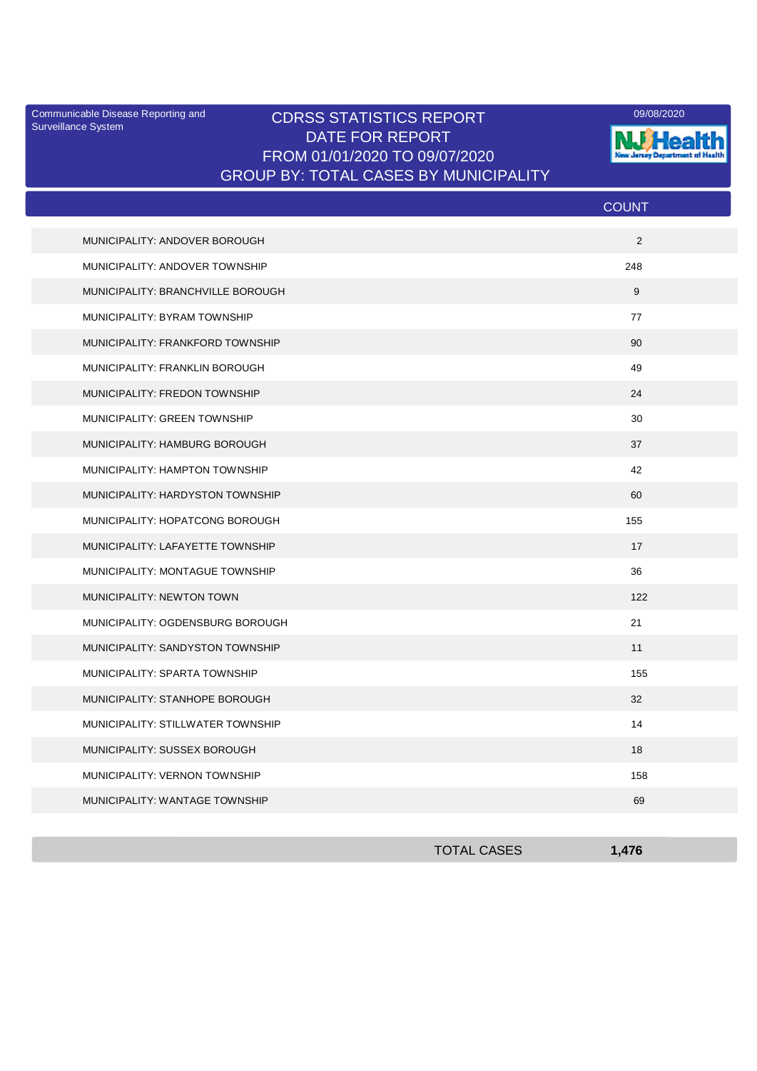Communicable Disease Reporting and Surveillance System

# CDRSS STATISTICS REPORT
## DATE FOR REPORT
## FROM 01/01/2020 TO 09/07/2020
## GROUP BY: TOTAL CASES BY MUNICIPALITY

09/08/2020

NJ Health — New Jersey Department of Health

| | COUNT |
|---|---|
| MUNICIPALITY: ANDOVER BOROUGH | 2 |
| MUNICIPALITY: ANDOVER TOWNSHIP | 248 |
| MUNICIPALITY: BRANCHVILLE BOROUGH | 9 |
| MUNICIPALITY: BYRAM TOWNSHIP | 77 |
| MUNICIPALITY: FRANKFORD TOWNSHIP | 90 |
| MUNICIPALITY: FRANKLIN BOROUGH | 49 |
| MUNICIPALITY: FREDON TOWNSHIP | 24 |
| MUNICIPALITY: GREEN TOWNSHIP | 30 |
| MUNICIPALITY: HAMBURG BOROUGH | 37 |
| MUNICIPALITY: HAMPTON TOWNSHIP | 42 |
| MUNICIPALITY: HARDYSTON TOWNSHIP | 60 |
| MUNICIPALITY: HOPATCONG BOROUGH | 155 |
| MUNICIPALITY: LAFAYETTE TOWNSHIP | 17 |
| MUNICIPALITY: MONTAGUE TOWNSHIP | 36 |
| MUNICIPALITY: NEWTON TOWN | 122 |
| MUNICIPALITY: OGDENSBURG BOROUGH | 21 |
| MUNICIPALITY: SANDYSTON TOWNSHIP | 11 |
| MUNICIPALITY: SPARTA TOWNSHIP | 155 |
| MUNICIPALITY: STANHOPE BOROUGH | 32 |
| MUNICIPALITY: STILLWATER TOWNSHIP | 14 |
| MUNICIPALITY: SUSSEX BOROUGH | 18 |
| MUNICIPALITY: VERNON TOWNSHIP | 158 |
| MUNICIPALITY: WANTAGE TOWNSHIP | 69 |
| TOTAL CASES | **1,476** |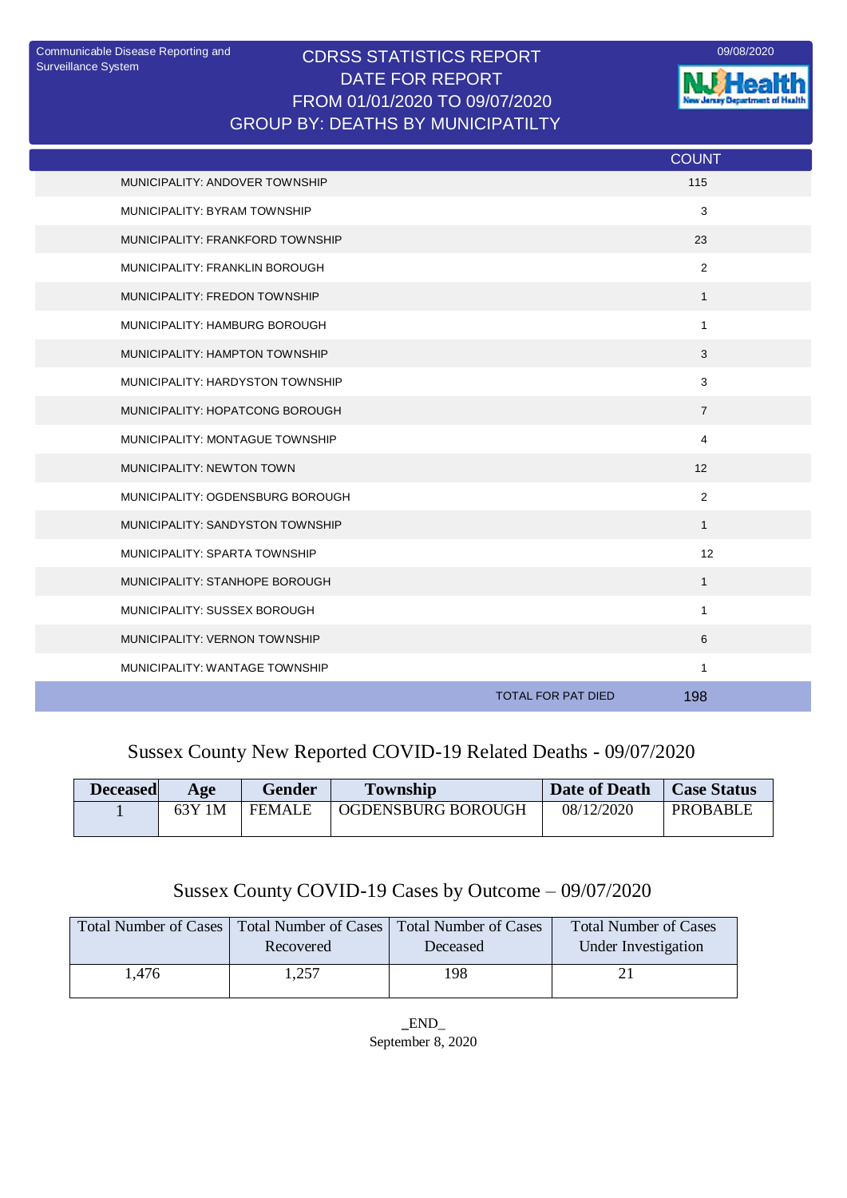Communicable Disease Reporting and Surveillance System

# CDRSS STATISTICS REPORT
# DATE FOR REPORT
# FROM 01/01/2020 TO 09/07/2020
# GROUP BY: DEATHS BY MUNICIPATILTY

09/08/2020

| | COUNT |
|---|---|
| MUNICIPALITY: ANDOVER TOWNSHIP | 115 |
| MUNICIPALITY: BYRAM TOWNSHIP | 3 |
| MUNICIPALITY: FRANKFORD TOWNSHIP | 23 |
| MUNICIPALITY: FRANKLIN BOROUGH | 2 |
| MUNICIPALITY: FREDON TOWNSHIP | 1 |
| MUNICIPALITY: HAMBURG BOROUGH | 1 |
| MUNICIPALITY: HAMPTON TOWNSHIP | 3 |
| MUNICIPALITY: HARDYSTON TOWNSHIP | 3 |
| MUNICIPALITY: HOPATCONG BOROUGH | 7 |
| MUNICIPALITY: MONTAGUE TOWNSHIP | 4 |
| MUNICIPALITY: NEWTON TOWN | 12 |
| MUNICIPALITY: OGDENSBURG BOROUGH | 2 |
| MUNICIPALITY: SANDYSTON TOWNSHIP | 1 |
| MUNICIPALITY: SPARTA TOWNSHIP | 12 |
| MUNICIPALITY: STANHOPE BOROUGH | 1 |
| MUNICIPALITY: SUSSEX BOROUGH | 1 |
| MUNICIPALITY: VERNON TOWNSHIP | 6 |
| MUNICIPALITY: WANTAGE TOWNSHIP | 1 |
| TOTAL FOR PAT DIED | 198 |

## Sussex County New Reported COVID-19 Related Deaths - 09/07/2020

| Deceased | Age | Gender | Township | Date of Death | Case Status |
|---|---|---|---|---|---|
| 1 | 63Y 1M | FEMALE | OGDENSBURG BOROUGH | 08/12/2020 | PROBABLE |

## Sussex County COVID-19 Cases by Outcome – 09/07/2020

| Total Number of Cases | Total Number of Cases Recovered | Total Number of Cases Deceased | Total Number of Cases Under Investigation |
|---|---|---|---|
| 1,476 | 1,257 | 198 | 21 |

_END_
September 8, 2020